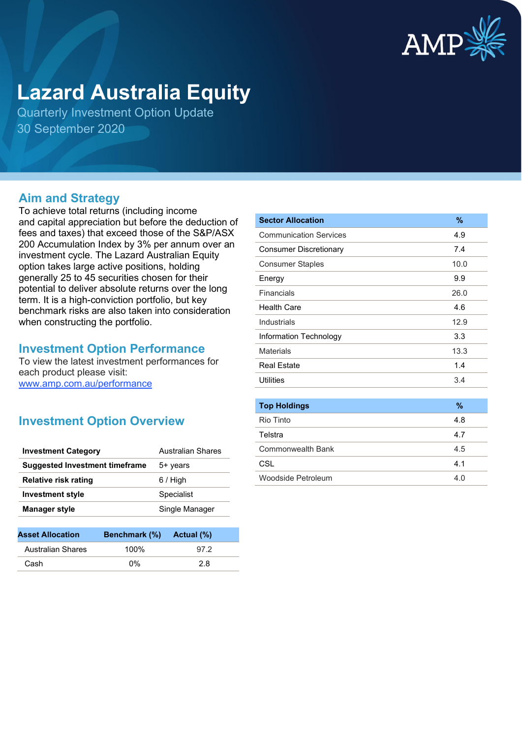# Lazard Australia Equity

Quarterly Investment Option Update
30 September 2020

## Aim and Strategy

To achieve total returns (including income and capital appreciation but before the deduction of fees and taxes) that exceed those of the S&P/ASX 200 Accumulation Index by 3% per annum over an investment cycle. The Lazard Australian Equity option takes large active positions, holding generally 25 to 45 securities chosen for their potential to deliver absolute returns over the long term. It is a high-conviction portfolio, but key benchmark risks are also taken into consideration when constructing the portfolio.

## Investment Option Performance

To view the latest investment performances for each product please visit:
[www.amp.com.au/performance](www.amp.com.au/performance)

## Investment Option Overview

| | |
|---|---|
| **Investment Category** | Australian Shares |
| **Suggested Investment timeframe** | 5+ years |
| **Relative risk rating** | 6 / High |
| **Investment style** | Specialist |
| **Manager style** | Single Manager |

| Asset Allocation | Benchmark (%) | Actual (%) |
|---|---|---|
| Australian Shares | 100% | 97.2 |
| Cash | 0% | 2.8 |

| Sector Allocation | % |
|---|---|
| Communication Services | 4.9 |
| Consumer Discretionary | 7.4 |
| Consumer Staples | 10.0 |
| Energy | 9.9 |
| Financials | 26.0 |
| Health Care | 4.6 |
| Industrials | 12.9 |
| Information Technology | 3.3 |
| Materials | 13.3 |
| Real Estate | 1.4 |
| Utilities | 3.4 |

| Top Holdings | % |
|---|---|
| Rio Tinto | 4.8 |
| Telstra | 4.7 |
| Commonwealth Bank | 4.5 |
| CSL | 4.1 |
| Woodside Petroleum | 4.0 |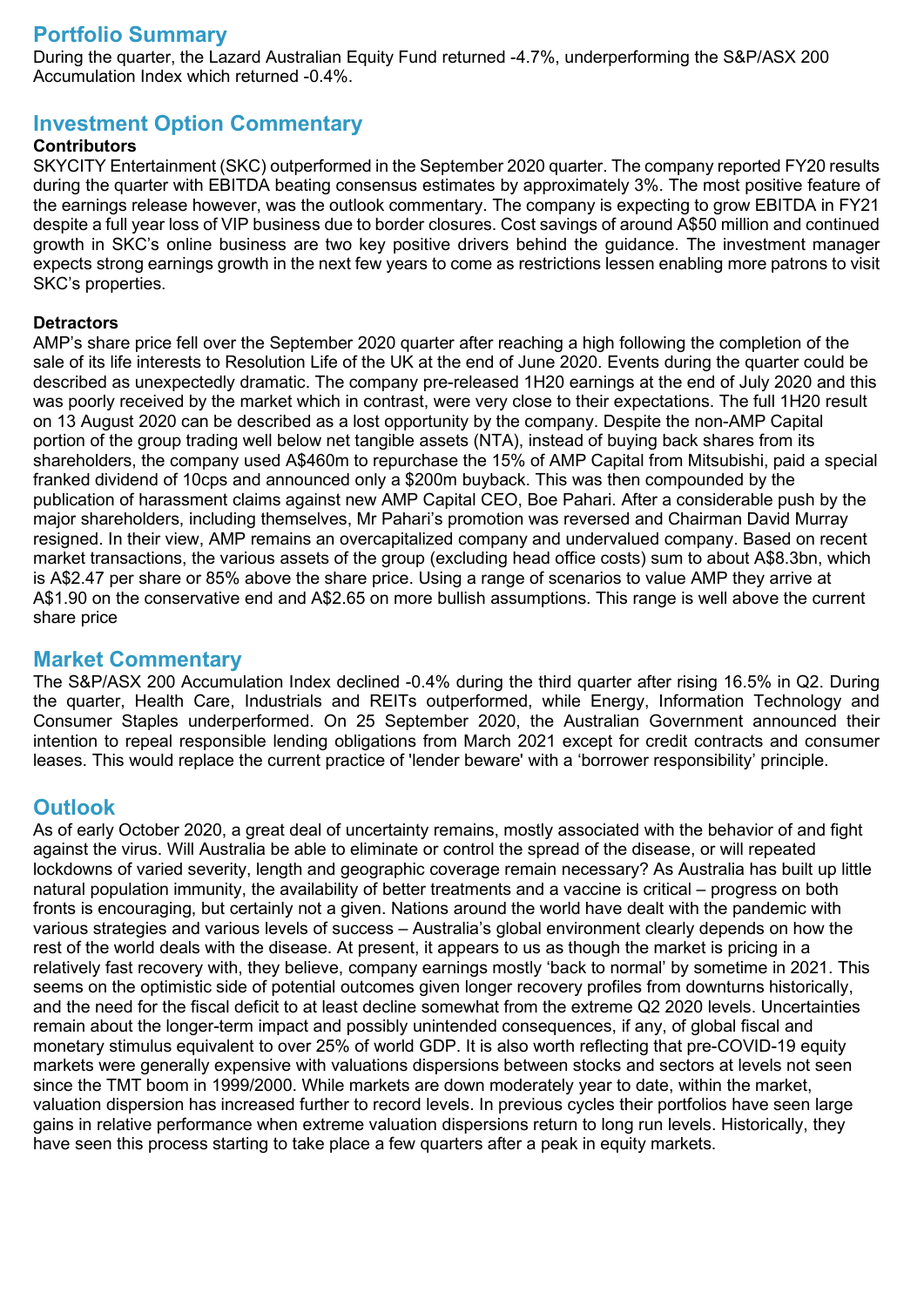## Portfolio Summary

During the quarter, the Lazard Australian Equity Fund returned -4.7%, underperforming the S&P/ASX 200 Accumulation Index which returned -0.4%.

## Investment Option Commentary

**Contributors**

SKYCITY Entertainment (SKC) outperformed in the September 2020 quarter. The company reported FY20 results during the quarter with EBITDA beating consensus estimates by approximately 3%. The most positive feature of the earnings release however, was the outlook commentary. The company is expecting to grow EBITDA in FY21 despite a full year loss of VIP business due to border closures. Cost savings of around A$50 million and continued growth in SKC's online business are two key positive drivers behind the guidance. The investment manager expects strong earnings growth in the next few years to come as restrictions lessen enabling more patrons to visit SKC's properties.

**Detractors**

AMP's share price fell over the September 2020 quarter after reaching a high following the completion of the sale of its life interests to Resolution Life of the UK at the end of June 2020. Events during the quarter could be described as unexpectedly dramatic. The company pre-released 1H20 earnings at the end of July 2020 and this was poorly received by the market which in contrast, were very close to their expectations. The full 1H20 result on 13 August 2020 can be described as a lost opportunity by the company. Despite the non-AMP Capital portion of the group trading well below net tangible assets (NTA), instead of buying back shares from its shareholders, the company used A$460m to repurchase the 15% of AMP Capital from Mitsubishi, paid a special franked dividend of 10cps and announced only a $200m buyback. This was then compounded by the publication of harassment claims against new AMP Capital CEO, Boe Pahari. After a considerable push by the major shareholders, including themselves, Mr Pahari's promotion was reversed and Chairman David Murray resigned. In their view, AMP remains an overcapitalized company and undervalued company. Based on recent market transactions, the various assets of the group (excluding head office costs) sum to about A$8.3bn, which is A$2.47 per share or 85% above the share price. Using a range of scenarios to value AMP they arrive at A$1.90 on the conservative end and A$2.65 on more bullish assumptions. This range is well above the current share price

## Market Commentary

The S&P/ASX 200 Accumulation Index declined -0.4% during the third quarter after rising 16.5% in Q2. During the quarter, Health Care, Industrials and REITs outperformed, while Energy, Information Technology and Consumer Staples underperformed. On 25 September 2020, the Australian Government announced their intention to repeal responsible lending obligations from March 2021 except for credit contracts and consumer leases. This would replace the current practice of 'lender beware' with a 'borrower responsibility' principle.

## Outlook

As of early October 2020, a great deal of uncertainty remains, mostly associated with the behavior of and fight against the virus. Will Australia be able to eliminate or control the spread of the disease, or will repeated lockdowns of varied severity, length and geographic coverage remain necessary? As Australia has built up little natural population immunity, the availability of better treatments and a vaccine is critical – progress on both fronts is encouraging, but certainly not a given. Nations around the world have dealt with the pandemic with various strategies and various levels of success – Australia's global environment clearly depends on how the rest of the world deals with the disease. At present, it appears to us as though the market is pricing in a relatively fast recovery with, they believe, company earnings mostly 'back to normal' by sometime in 2021. This seems on the optimistic side of potential outcomes given longer recovery profiles from downturns historically, and the need for the fiscal deficit to at least decline somewhat from the extreme Q2 2020 levels. Uncertainties remain about the longer-term impact and possibly unintended consequences, if any, of global fiscal and monetary stimulus equivalent to over 25% of world GDP. It is also worth reflecting that pre-COVID-19 equity markets were generally expensive with valuations dispersions between stocks and sectors at levels not seen since the TMT boom in 1999/2000. While markets are down moderately year to date, within the market, valuation dispersion has increased further to record levels. In previous cycles their portfolios have seen large gains in relative performance when extreme valuation dispersions return to long run levels. Historically, they have seen this process starting to take place a few quarters after a peak in equity markets.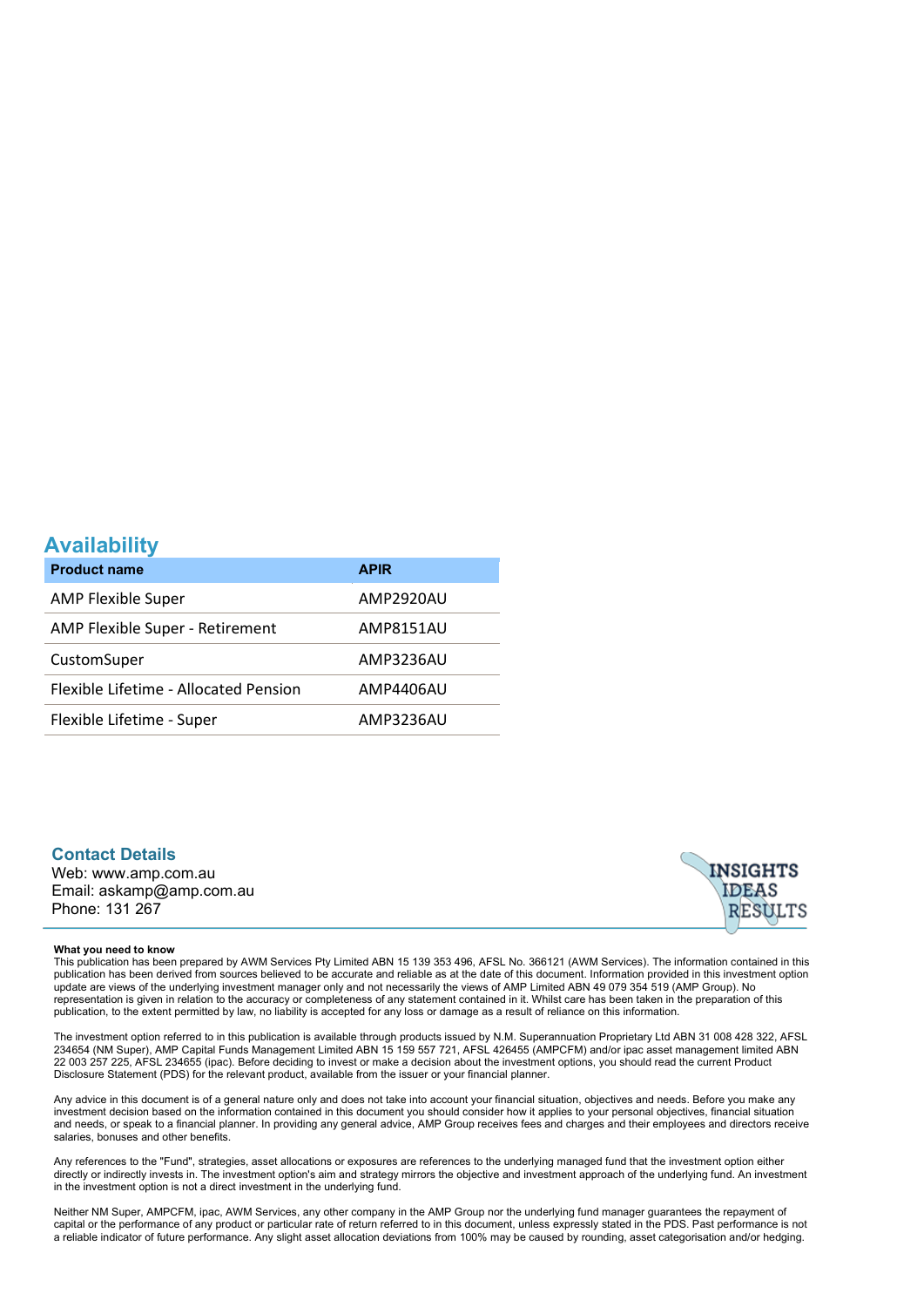## Availability

| Product name | APIR |
| --- | --- |
| AMP Flexible Super | AMP2920AU |
| AMP Flexible Super - Retirement | AMP8151AU |
| CustomSuper | AMP3236AU |
| Flexible Lifetime - Allocated Pension | AMP4406AU |
| Flexible Lifetime - Super | AMP3236AU |

### Contact Details

Web: www.amp.com.au
Email: askamp@amp.com.au
Phone: 131 267

INSIGHTS
IDEAS
RESULTS

**What you need to know**

This publication has been prepared by AWM Services Pty Limited ABN 15 139 353 496, AFSL No. 366121 (AWM Services). The information contained in this publication has been derived from sources believed to be accurate and reliable as at the date of this document. Information provided in this investment option update are views of the underlying investment manager only and not necessarily the views of AMP Limited ABN 49 079 354 519 (AMP Group). No representation is given in relation to the accuracy or completeness of any statement contained in it. Whilst care has been taken in the preparation of this publication, to the extent permitted by law, no liability is accepted for any loss or damage as a result of reliance on this information.

The investment option referred to in this publication is available through products issued by N.M. Superannuation Proprietary Ltd ABN 31 008 428 322, AFSL 234654 (NM Super), AMP Capital Funds Management Limited ABN 15 159 557 721, AFSL 426455 (AMPCFM) and/or ipac asset management limited ABN 22 003 257 225, AFSL 234655 (ipac). Before deciding to invest or make a decision about the investment options, you should read the current Product Disclosure Statement (PDS) for the relevant product, available from the issuer or your financial planner.

Any advice in this document is of a general nature only and does not take into account your financial situation, objectives and needs. Before you make any investment decision based on the information contained in this document you should consider how it applies to your personal objectives, financial situation and needs, or speak to a financial planner. In providing any general advice, AMP Group receives fees and charges and their employees and directors receive salaries, bonuses and other benefits.

Any references to the "Fund", strategies, asset allocations or exposures are references to the underlying managed fund that the investment option either directly or indirectly invests in. The investment option's aim and strategy mirrors the objective and investment approach of the underlying fund. An investment in the investment option is not a direct investment in the underlying fund.

Neither NM Super, AMPCFM, ipac, AWM Services, any other company in the AMP Group nor the underlying fund manager guarantees the repayment of capital or the performance of any product or particular rate of return referred to in this document, unless expressly stated in the PDS. Past performance is not a reliable indicator of future performance. Any slight asset allocation deviations from 100% may be caused by rounding, asset categorisation and/or hedging.